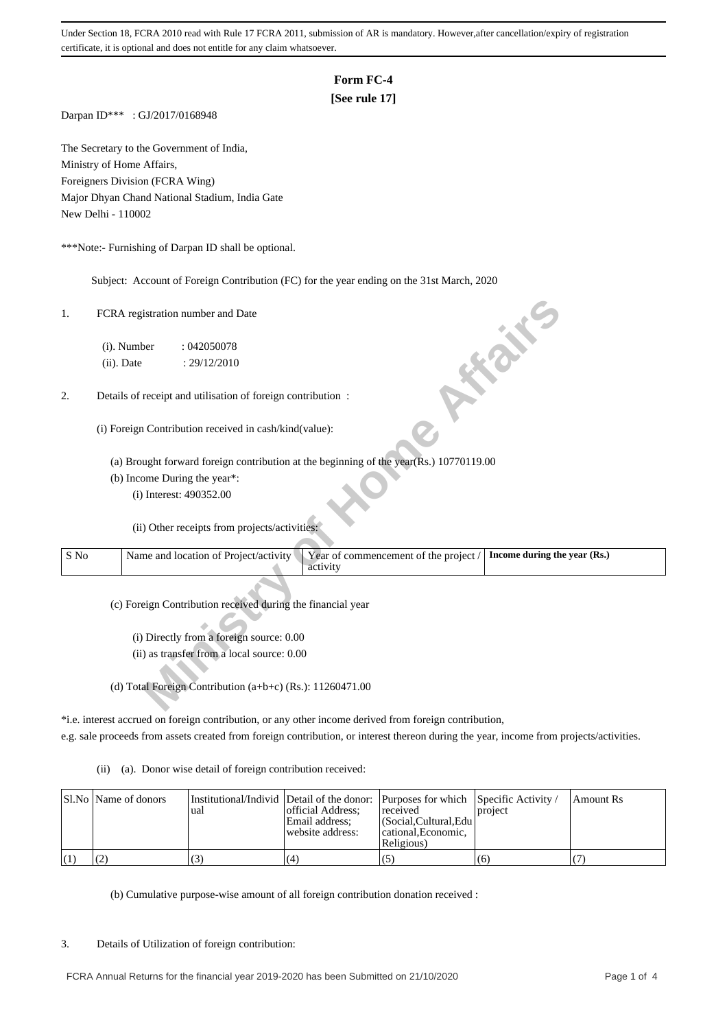Under Section 18, FCRA 2010 read with Rule 17 FCRA 2011, submission of AR is mandatory. However,after cancellation/expiry of registration certificate, it is optional and does not entitle for any claim whatsoever.

# Form FC-4

**[See rule 17]**

Darpan ID*** : GJ/2017/0168948

The Secretary to the Government of India,
Ministry of Home Affairs,
Foreigners Division (FCRA Wing)
Major Dhyan Chand National Stadium, India Gate
New Delhi - 110002

***Note:- Furnishing of Darpan ID shall be optional.

Subject: Account of Foreign Contribution (FC) for the year ending on the 31st March, 2020

1. FCRA registration number and Date

   (i). Number : 042050078
   (ii). Date : 29/12/2010

2. Details of receipt and utilisation of foreign contribution :

   (i) Foreign Contribution received in cash/kind(value):

   (a) Brought forward foreign contribution at the beginning of the year(Rs.) 10770119.00

   (b) Income During the year*:

   (i) Interest: 490352.00

   (ii) Other receipts from projects/activities:

| S No | Name and location of Project/activity | Year of commencement of the project / activity | **Income during the year (Rs.)** |
|---|---|---|---|

   (c) Foreign Contribution received during the financial year

   (i) Directly from a foreign source: 0.00

   (ii) as transfer from a local source: 0.00

   (d) Total Foreign Contribution (a+b+c) (Rs.): 11260471.00

*i.e. interest accrued on foreign contribution, or any other income derived from foreign contribution, e.g. sale proceeds from assets created from foreign contribution, or interest thereon during the year, income from projects/activities.

(ii) (a). Donor wise detail of foreign contribution received:

| Sl.No | Name of donors | Institutional/Individual | Detail of the donor: official Address; Email address; website address: | Purposes for which received (Social,Cultural,Educational,Economic, Religious) | Specific Activity / project | Amount Rs |
|---|---|---|---|---|---|---|
| (1) | (2) | (3) | (4) | (5) | (6) | (7) |

(b) Cumulative purpose-wise amount of all foreign contribution donation received :

3. Details of Utilization of foreign contribution: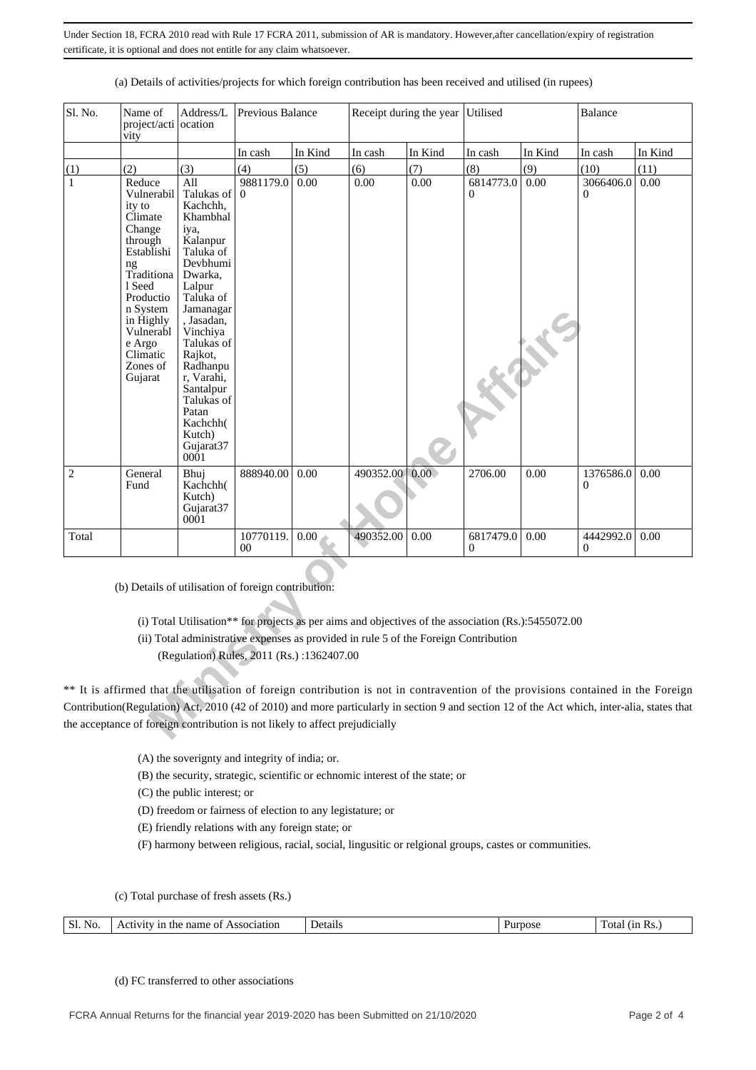Under Section 18, FCRA 2010 read with Rule 17 FCRA 2011, submission of AR is mandatory. However,after cancellation/expiry of registration certificate, it is optional and does not entitle for any claim whatsoever.

(a) Details of activities/projects for which foreign contribution has been received and utilised (in rupees)

| Sl. No. | Name of project/activity | Address/Location | Previous Balance | | Receipt during the year | | Utilised | | Balance | |
|---|---|---|---|---|---|---|---|---|---|---|
| | | | In cash | In Kind | In cash | In Kind | In cash | In Kind | In cash | In Kind |
| (1) | (2) | (3) | (4) | (5) | (6) | (7) | (8) | (9) | (10) | (11) |
| 1 | Reduce Vulnerability to Climate Change through Establishing Traditional Seed Production System in Highly Vulnerable Argo Climatic Zones of Gujarat | All Talukas of Kachchh, Khambhaliya, Kalanpur Taluka of Devbhumi Dwarka, Lalpur Taluka of Jamanagar, Jasadan, Vinchiya Talukas of Rajkot, Radhanpur, Varahi, Santalpur Talukas of Patan Kachchh( Kutch) Gujarat370001 | 9881179.00 | 0.00 | 0.00 | 0.00 | 6814773.00 | 0.00 | 3066406.00 | 0.00 |
| 2 | General Fund | Bhuj Kachchh( Kutch) Gujarat370001 | 888940.00 | 0.00 | 490352.00 | 0.00 | 2706.00 | 0.00 | 1376586.00 | 0.00 |
| Total | | | 10770119.00 | 0.00 | 490352.00 | 0.00 | 6817479.00 | 0.00 | 4442992.00 | 0.00 |

(b) Details of utilisation of foreign contribution:

(i) Total Utilisation** for projects as per aims and objectives of the association (Rs.):5455072.00

(ii) Total administrative expenses as provided in rule 5 of the Foreign Contribution (Regulation) Rules, 2011 (Rs.) :1362407.00

** It is affirmed that the utilisation of foreign contribution is not in contravention of the provisions contained in the Foreign Contribution(Regulation) Act, 2010 (42 of 2010) and more particularly in section 9 and section 12 of the Act which, inter-alia, states that the acceptance of foreign contribution is not likely to affect prejudicially

(A) the soverignty and integrity of india; or.

(B) the security, strategic, scientific or echnomic interest of the state; or

(C) the public interest; or

(D) freedom or fairness of election to any legistature; or

(E) friendly relations with any foreign state; or

(F) harmony between religious, racial, social, lingusitic or relgional groups, castes or communities.

(c) Total purchase of fresh assets (Rs.)

| Sl. No. | Activity in the name of Association | Details | Purpose | Total (in Rs.) |
|---|---|---|---|---|

(d) FC transferred to other associations

FCRA Annual Returns for the financial year 2019-2020 has been Submitted on 21/10/2020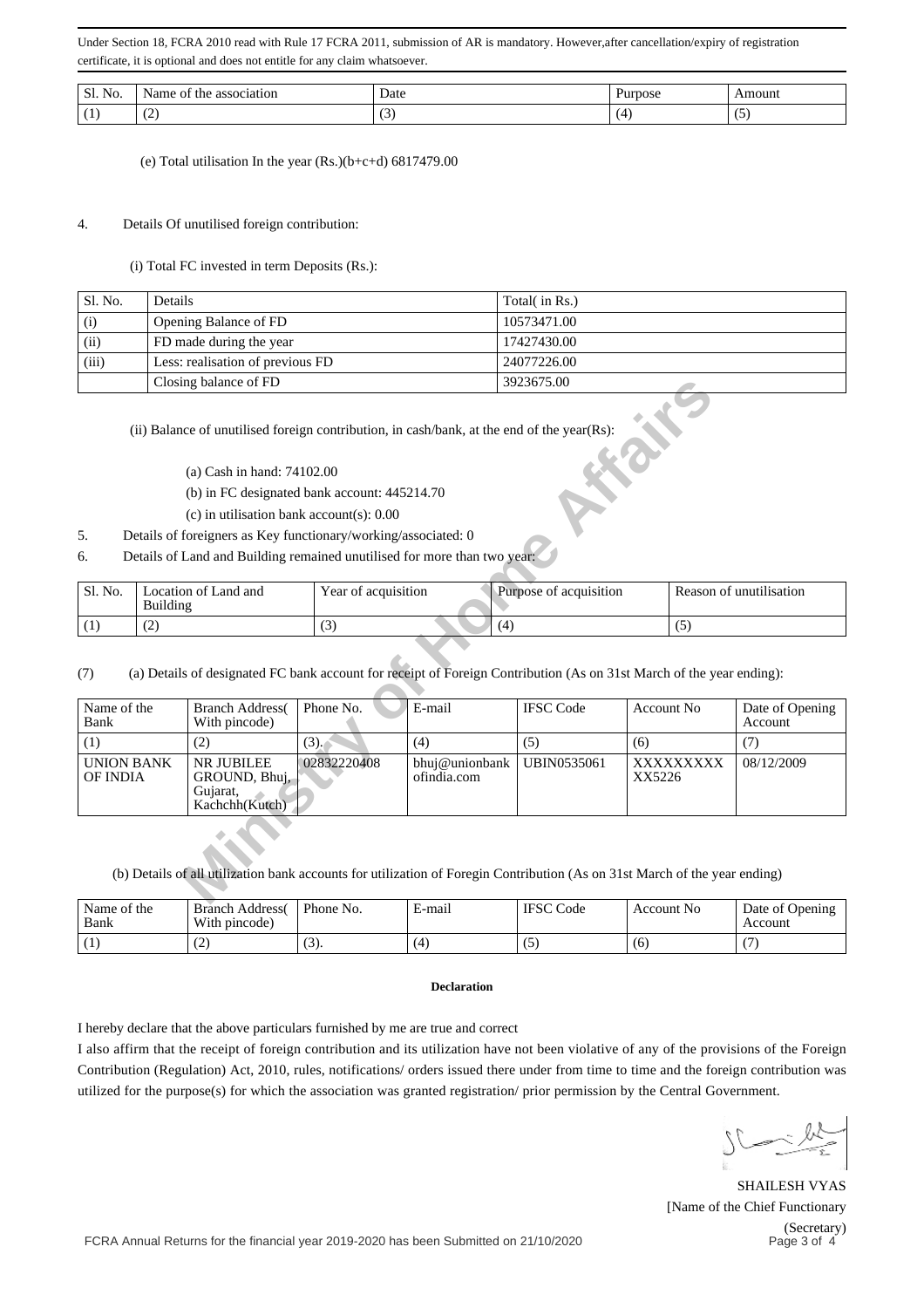Under Section 18, FCRA 2010 read with Rule 17 FCRA 2011, submission of AR is mandatory. However,after cancellation/expiry of registration certificate, it is optional and does not entitle for any claim whatsoever.

| Sl. No. | Name of the association | Date | Purpose | Amount |
|---|---|---|---|---|
| (1) | (2) | (3) | (4) | (5) |

(e) Total utilisation In the year (Rs.)(b+c+d) 6817479.00

4. Details Of unutilised foreign contribution:

(i) Total FC invested in term Deposits (Rs.):

| Sl. No. | Details | Total( in Rs.) |
|---|---|---|
| (i) | Opening Balance of FD | 10573471.00 |
| (ii) | FD made during the year | 17427430.00 |
| (iii) | Less: realisation of previous FD | 24077226.00 |
| | Closing balance of FD | 3923675.00 |

(ii) Balance of unutilised foreign contribution, in cash/bank, at the end of the year(Rs):

(a) Cash in hand: 74102.00

(b) in FC designated bank account: 445214.70

(c) in utilisation bank account(s): 0.00

5. Details of foreigners as Key functionary/working/associated: 0

6. Details of Land and Building remained unutilised for more than two year:

| Sl. No. | Location of Land and Building | Year of acquisition | Purpose of acquisition | Reason of unutilisation |
|---|---|---|---|---|
| (1) | (2) | (3) | (4) | (5) |

(7) (a) Details of designated FC bank account for receipt of Foreign Contribution (As on 31st March of the year ending):

| Name of the Bank | Branch Address( With pincode) | Phone No. | E-mail | IFSC Code | Account No | Date of Opening Account |
|---|---|---|---|---|---|---|
| (1) | (2) | (3). | (4) | (5) | (6) | (7) |
| UNION BANK OF INDIA | NR JUBILEE GROUND, Bhuj, Gujarat, Kachchh(Kutch) | 02832220408 | bhuj@unionbankofindia.com | UBIN0535061 | XXXXXXXXXXX5226 | 08/12/2009 |

(b) Details of all utilization bank accounts for utilization of Foregin Contribution (As on 31st March of the year ending)

| Name of the Bank | Branch Address( With pincode) | Phone No. | E-mail | IFSC Code | Account No | Date of Opening Account |
|---|---|---|---|---|---|---|
| (1) | (2) | (3). | (4) | (5) | (6) | (7) |

**Declaration**

I hereby declare that the above particulars furnished by me are true and correct

I also affirm that the receipt of foreign contribution and its utilization have not been violative of any of the provisions of the Foreign Contribution (Regulation) Act, 2010, rules, notifications/ orders issued there under from time to time and the foreign contribution was utilized for the purpose(s) for which the association was granted registration/ prior permission by the Central Government.

SHAILESH VYAS
[Name of the Chief Functionary
(Secretary)

FCRA Annual Returns for the financial year 2019-2020 has been Submitted on 21/10/2020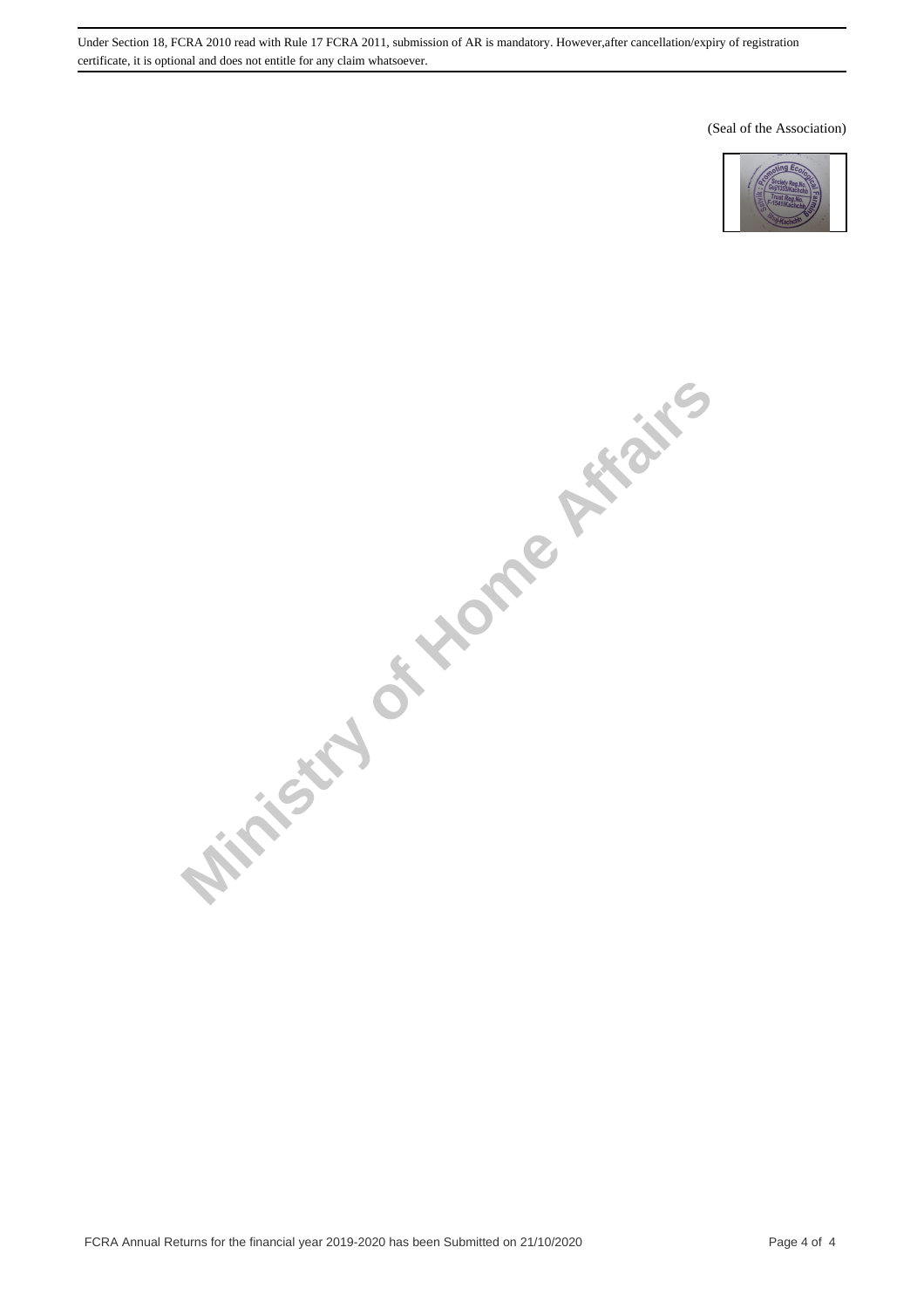Under Section 18, FCRA 2010 read with Rule 17 FCRA 2011, submission of AR is mandatory. However,after cancellation/expiry of registration certificate, it is optional and does not entitle for any claim whatsoever.

(Seal of the Association)

FCRA Annual Returns for the financial year 2019-2020 has been Submitted on 21/10/2020